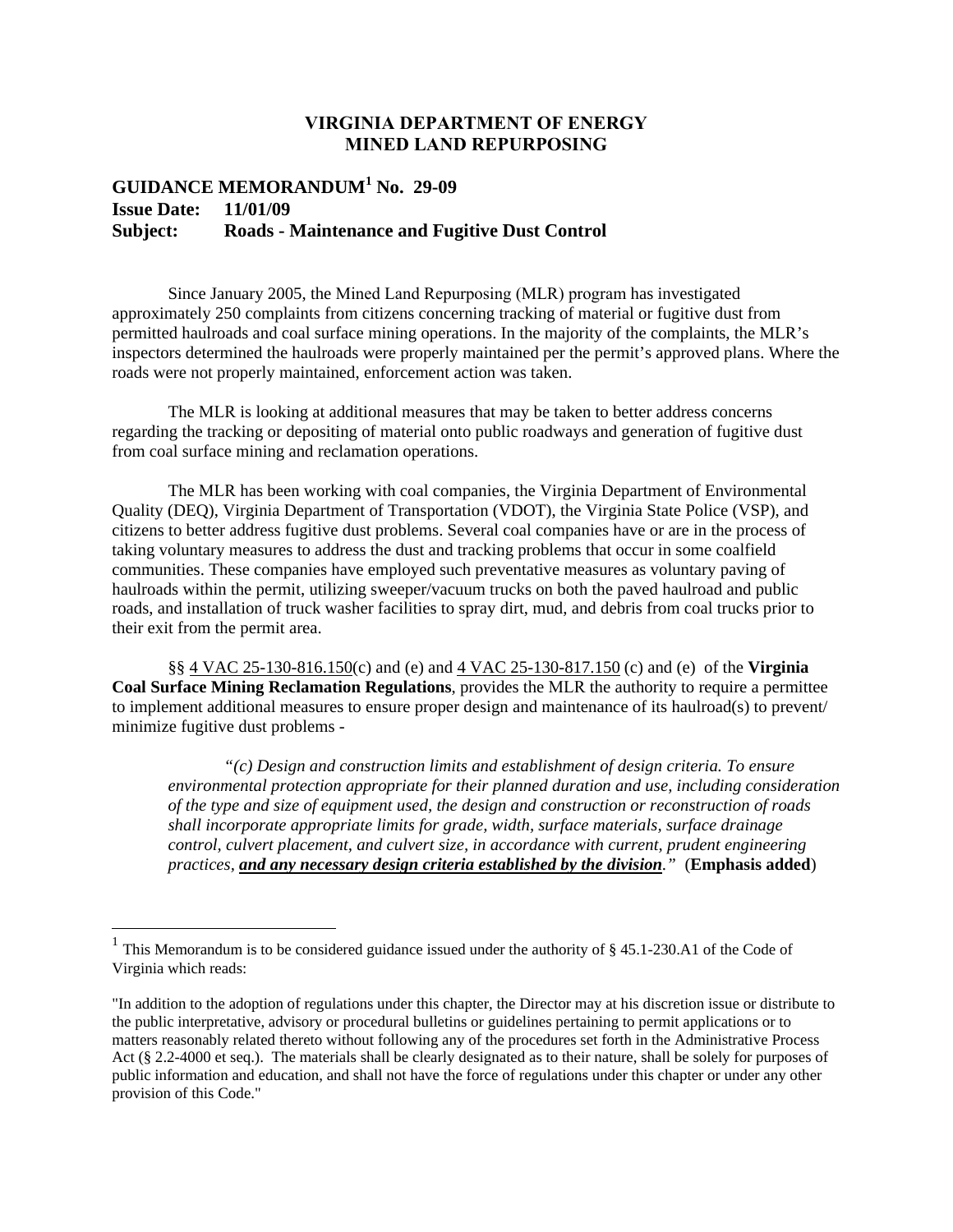**VIRGINIA DEPARTMENT OF ENERGY**
**MINED LAND REPURPOSING**

**GUIDANCE MEMORANDUM[1] No. 29-09**
**Issue Date: 11/01/09**
**Subject: Roads - Maintenance and Fugitive Dust Control**

Since January 2005, the Mined Land Repurposing (MLR) program has investigated approximately 250 complaints from citizens concerning tracking of material or fugitive dust from permitted haulroads and coal surface mining operations. In the majority of the complaints, the MLR's inspectors determined the haulroads were properly maintained per the permit's approved plans. Where the roads were not properly maintained, enforcement action was taken.

The MLR is looking at additional measures that may be taken to better address concerns regarding the tracking or depositing of material onto public roadways and generation of fugitive dust from coal surface mining and reclamation operations.

The MLR has been working with coal companies, the Virginia Department of Environmental Quality (DEQ), Virginia Department of Transportation (VDOT), the Virginia State Police (VSP), and citizens to better address fugitive dust problems. Several coal companies have or are in the process of taking voluntary measures to address the dust and tracking problems that occur in some coalfield communities. These companies have employed such preventative measures as voluntary paving of haulroads within the permit, utilizing sweeper/vacuum trucks on both the paved haulroad and public roads, and installation of truck washer facilities to spray dirt, mud, and debris from coal trucks prior to their exit from the permit area.

§§ 4 VAC 25-130-816.150(c) and (e) and 4 VAC 25-130-817.150 (c) and (e) of the **Virginia Coal Surface Mining Reclamation Regulations**, provides the MLR the authority to require a permittee to implement additional measures to ensure proper design and maintenance of its haulroad(s) to prevent/ minimize fugitive dust problems -

> *"(c) Design and construction limits and establishment of design criteria. To ensure environmental protection appropriate for their planned duration and use, including consideration of the type and size of equipment used, the design and construction or reconstruction of roads shall incorporate appropriate limits for grade, width, surface materials, surface drainage control, culvert placement, and culvert size, in accordance with current, prudent engineering practices, **and any necessary design criteria established by the division**."* (**Emphasis added**)

---

[1] This Memorandum is to be considered guidance issued under the authority of § 45.1-230.A1 of the Code of Virginia which reads:

"In addition to the adoption of regulations under this chapter, the Director may at his discretion issue or distribute to the public interpretative, advisory or procedural bulletins or guidelines pertaining to permit applications or to matters reasonably related thereto without following any of the procedures set forth in the Administrative Process Act (§ 2.2-4000 et seq.). The materials shall be clearly designated as to their nature, shall be solely for purposes of public information and education, and shall not have the force of regulations under this chapter or under any other provision of this Code."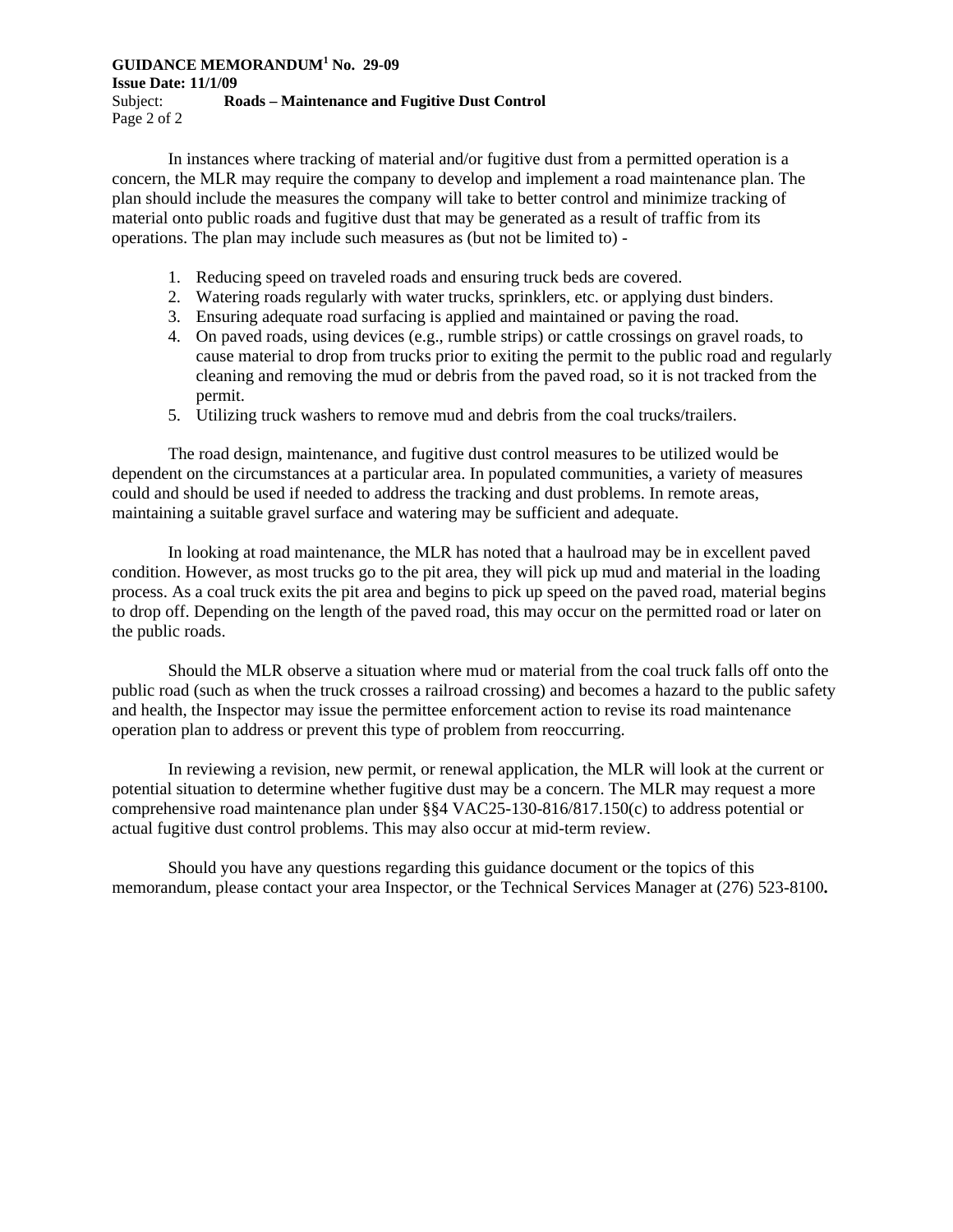In instances where tracking of material and/or fugitive dust from a permitted operation is a concern, the MLR may require the company to develop and implement a road maintenance plan. The plan should include the measures the company will take to better control and minimize tracking of material onto public roads and fugitive dust that may be generated as a result of traffic from its operations. The plan may include such measures as (but not be limited to) -

1. Reducing speed on traveled roads and ensuring truck beds are covered.
2. Watering roads regularly with water trucks, sprinklers, etc. or applying dust binders.
3. Ensuring adequate road surfacing is applied and maintained or paving the road.
4. On paved roads, using devices (e.g., rumble strips) or cattle crossings on gravel roads, to cause material to drop from trucks prior to exiting the permit to the public road and regularly cleaning and removing the mud or debris from the paved road, so it is not tracked from the permit.
5. Utilizing truck washers to remove mud and debris from the coal trucks/trailers.

The road design, maintenance, and fugitive dust control measures to be utilized would be dependent on the circumstances at a particular area. In populated communities, a variety of measures could and should be used if needed to address the tracking and dust problems. In remote areas, maintaining a suitable gravel surface and watering may be sufficient and adequate.

In looking at road maintenance, the MLR has noted that a haulroad may be in excellent paved condition. However, as most trucks go to the pit area, they will pick up mud and material in the loading process. As a coal truck exits the pit area and begins to pick up speed on the paved road, material begins to drop off. Depending on the length of the paved road, this may occur on the permitted road or later on the public roads.

Should the MLR observe a situation where mud or material from the coal truck falls off onto the public road (such as when the truck crosses a railroad crossing) and becomes a hazard to the public safety and health, the Inspector may issue the permittee enforcement action to revise its road maintenance operation plan to address or prevent this type of problem from reoccurring.

In reviewing a revision, new permit, or renewal application, the MLR will look at the current or potential situation to determine whether fugitive dust may be a concern. The MLR may request a more comprehensive road maintenance plan under §§4 VAC25-130-816/817.150(c) to address potential or actual fugitive dust control problems. This may also occur at mid-term review.

Should you have any questions regarding this guidance document or the topics of this memorandum, please contact your area Inspector, or the Technical Services Manager at (276) 523-8100**.**